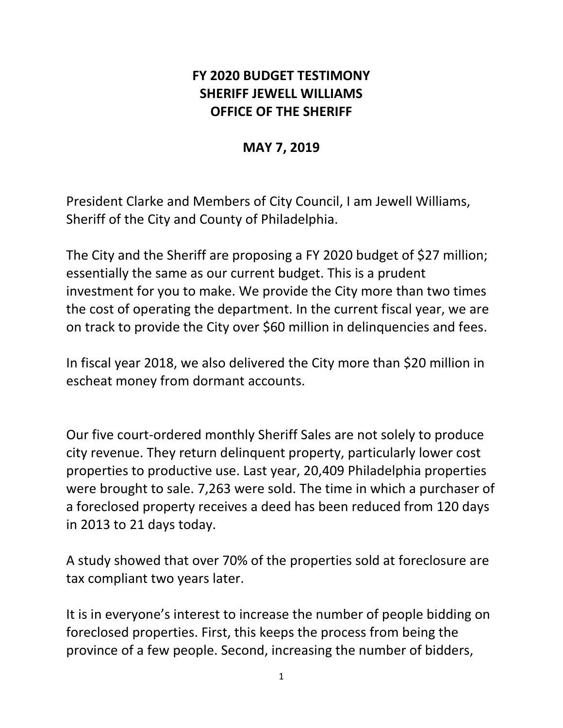# FY 2020 BUDGET TESTIMONY
# SHERIFF JEWELL WILLIAMS
# OFFICE OF THE SHERIFF

## MAY 7, 2019

President Clarke and Members of City Council, I am Jewell Williams, Sheriff of the City and County of Philadelphia.

The City and the Sheriff are proposing a FY 2020 budget of $27 million; essentially the same as our current budget. This is a prudent investment for you to make. We provide the City more than two times the cost of operating the department. In the current fiscal year, we are on track to provide the City over $60 million in delinquencies and fees.

In fiscal year 2018, we also delivered the City more than $20 million in escheat money from dormant accounts.

Our five court-ordered monthly Sheriff Sales are not solely to produce city revenue. They return delinquent property, particularly lower cost properties to productive use. Last year, 20,409 Philadelphia properties were brought to sale. 7,263 were sold. The time in which a purchaser of a foreclosed property receives a deed has been reduced from 120 days in 2013 to 21 days today.

A study showed that over 70% of the properties sold at foreclosure are tax compliant two years later.

It is in everyone's interest to increase the number of people bidding on foreclosed properties. First, this keeps the process from being the province of a few people. Second, increasing the number of bidders,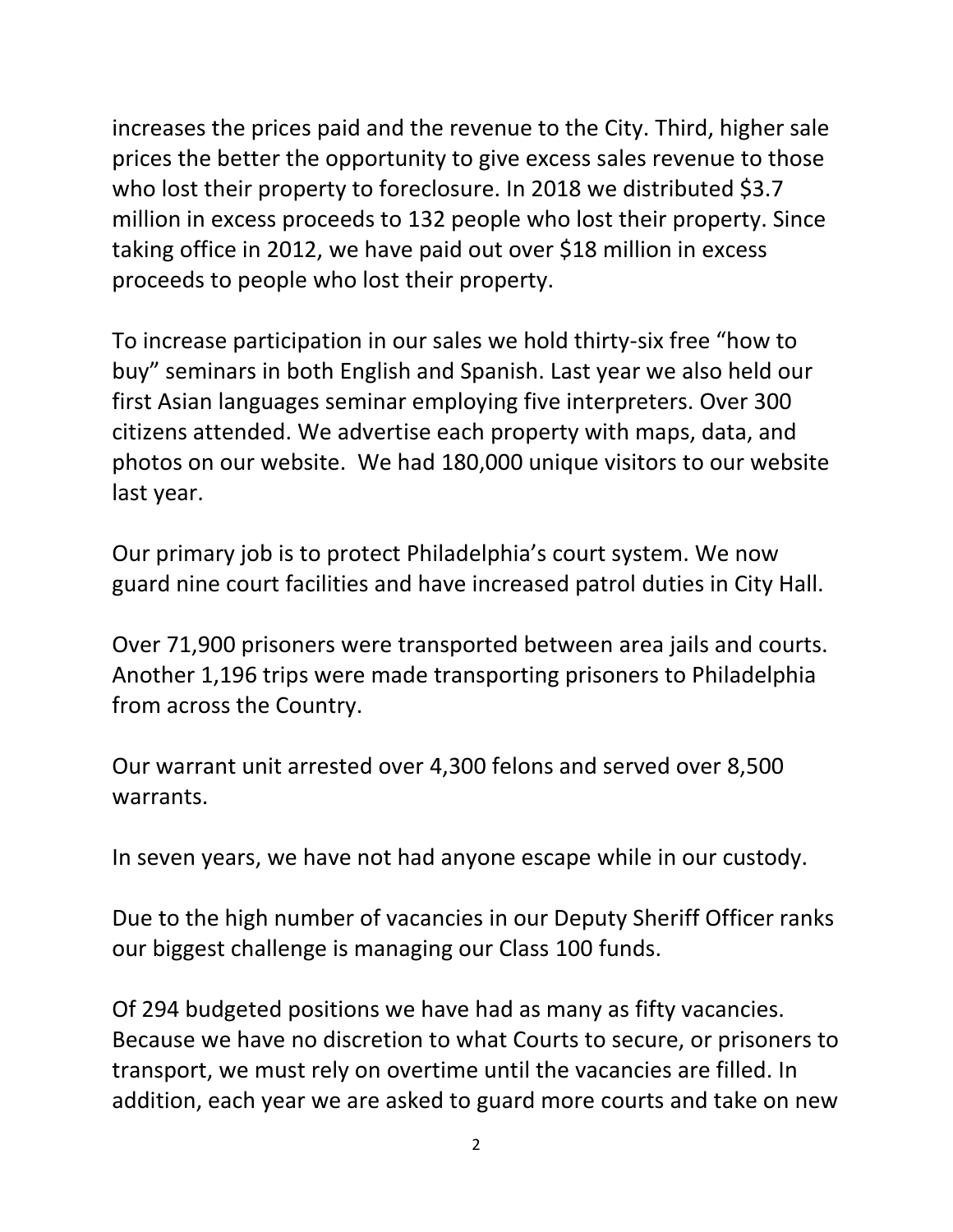increases the prices paid and the revenue to the City. Third, higher sale prices the better the opportunity to give excess sales revenue to those who lost their property to foreclosure. In 2018 we distributed $3.7 million in excess proceeds to 132 people who lost their property. Since taking office in 2012, we have paid out over $18 million in excess proceeds to people who lost their property.

To increase participation in our sales we hold thirty-six free "how to buy" seminars in both English and Spanish. Last year we also held our first Asian languages seminar employing five interpreters. Over 300 citizens attended. We advertise each property with maps, data, and photos on our website. We had 180,000 unique visitors to our website last year.

Our primary job is to protect Philadelphia's court system. We now guard nine court facilities and have increased patrol duties in City Hall.

Over 71,900 prisoners were transported between area jails and courts. Another 1,196 trips were made transporting prisoners to Philadelphia from across the Country.

Our warrant unit arrested over 4,300 felons and served over 8,500 warrants.

In seven years, we have not had anyone escape while in our custody.

Due to the high number of vacancies in our Deputy Sheriff Officer ranks our biggest challenge is managing our Class 100 funds.

Of 294 budgeted positions we have had as many as fifty vacancies. Because we have no discretion to what Courts to secure, or prisoners to transport, we must rely on overtime until the vacancies are filled. In addition, each year we are asked to guard more courts and take on new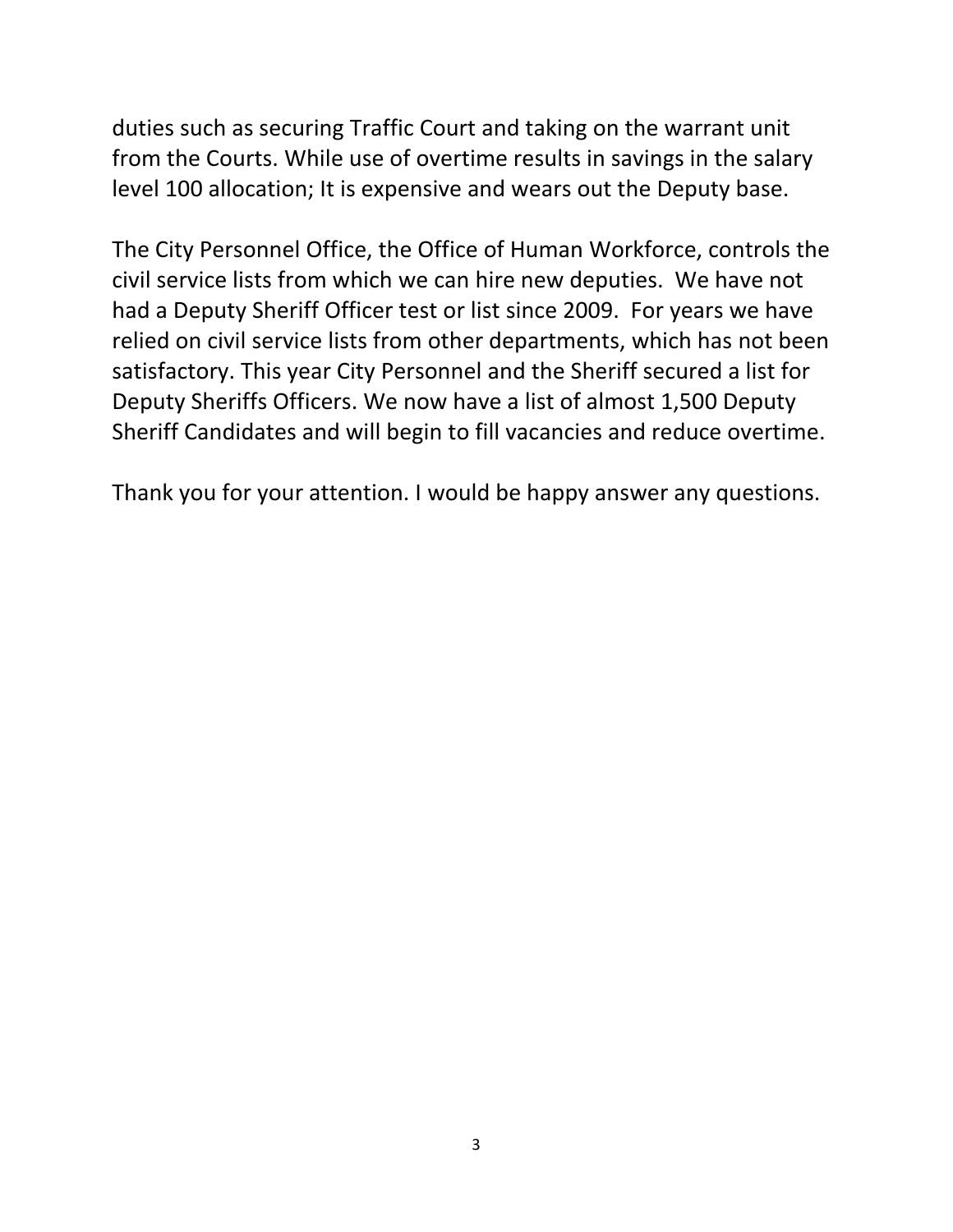duties such as securing Traffic Court and taking on the warrant unit from the Courts. While use of overtime results in savings in the salary level 100 allocation; It is expensive and wears out the Deputy base.

The City Personnel Office, the Office of Human Workforce, controls the civil service lists from which we can hire new deputies. We have not had a Deputy Sheriff Officer test or list since 2009. For years we have relied on civil service lists from other departments, which has not been satisfactory. This year City Personnel and the Sheriff secured a list for Deputy Sheriffs Officers. We now have a list of almost 1,500 Deputy Sheriff Candidates and will begin to fill vacancies and reduce overtime.

Thank you for your attention. I would be happy answer any questions.